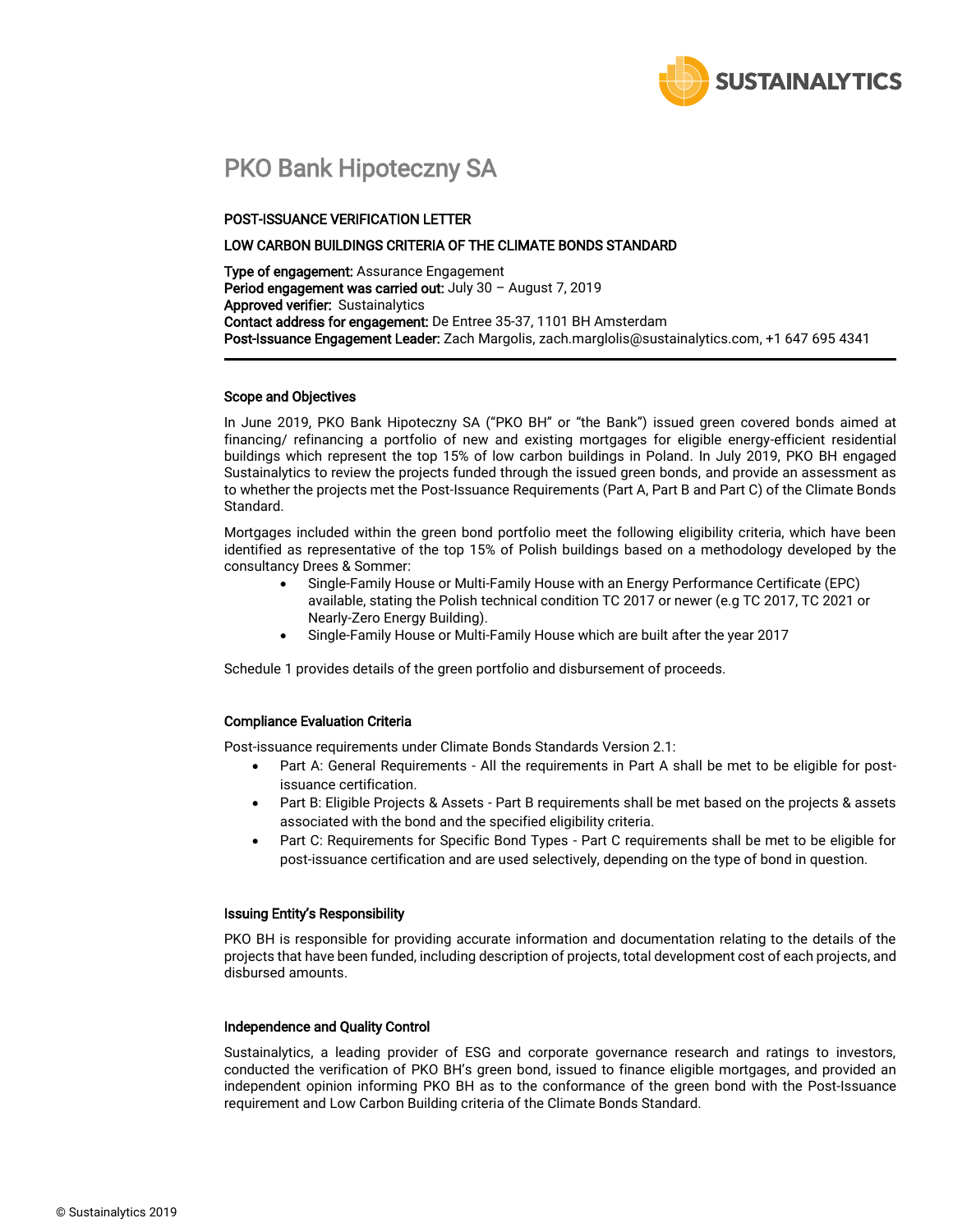# PKO Bank Hipoteczny SA

**POST-ISSUANCE VERIFICATION LETTER**

**LOW CARBON BUILDINGS CRITERIA OF THE CLIMATE BONDS STANDARD**

**Type of engagement:** Assurance Engagement
**Period engagement was carried out:** July 30 – August 7, 2019
**Approved verifier:** Sustainalytics
**Contact address for engagement:** De Entree 35-37, 1101 BH Amsterdam
**Post-Issuance Engagement Leader:** Zach Margolis, zach.marglolis@sustainalytics.com, +1 647 695 4341

---

### Scope and Objectives

In June 2019, PKO Bank Hipoteczny SA ("PKO BH" or "the Bank") issued green covered bonds aimed at financing/ refinancing a portfolio of new and existing mortgages for eligible energy-efficient residential buildings which represent the top 15% of low carbon buildings in Poland. In July 2019, PKO BH engaged Sustainalytics to review the projects funded through the issued green bonds, and provide an assessment as to whether the projects met the Post-Issuance Requirements (Part A, Part B and Part C) of the Climate Bonds Standard.

Mortgages included within the green bond portfolio meet the following eligibility criteria, which have been identified as representative of the top 15% of Polish buildings based on a methodology developed by the consultancy Drees & Sommer:

- Single-Family House or Multi-Family House with an Energy Performance Certificate (EPC) available, stating the Polish technical condition TC 2017 or newer (e.g TC 2017, TC 2021 or Nearly-Zero Energy Building).
- Single-Family House or Multi-Family House which are built after the year 2017

Schedule 1 provides details of the green portfolio and disbursement of proceeds.

### Compliance Evaluation Criteria

Post-issuance requirements under Climate Bonds Standards Version 2.1:

- Part A: General Requirements - All the requirements in Part A shall be met to be eligible for post-issuance certification.
- Part B: Eligible Projects & Assets - Part B requirements shall be met based on the projects & assets associated with the bond and the specified eligibility criteria.
- Part C: Requirements for Specific Bond Types - Part C requirements shall be met to be eligible for post-issuance certification and are used selectively, depending on the type of bond in question.

### Issuing Entity's Responsibility

PKO BH is responsible for providing accurate information and documentation relating to the details of the projects that have been funded, including description of projects, total development cost of each projects, and disbursed amounts.

### Independence and Quality Control

Sustainalytics, a leading provider of ESG and corporate governance research and ratings to investors, conducted the verification of PKO BH's green bond, issued to finance eligible mortgages, and provided an independent opinion informing PKO BH as to the conformance of the green bond with the Post-Issuance requirement and Low Carbon Building criteria of the Climate Bonds Standard.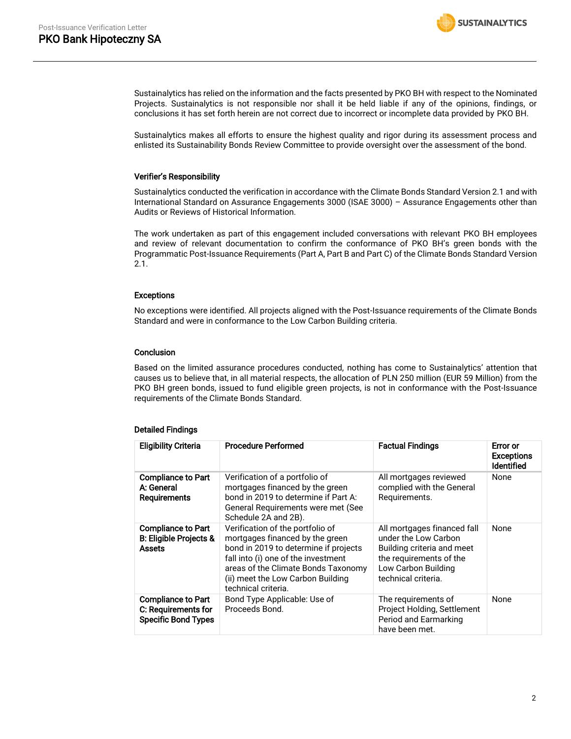Sustainalytics has relied on the information and the facts presented by PKO BH with respect to the Nominated Projects. Sustainalytics is not responsible nor shall it be held liable if any of the opinions, findings, or conclusions it has set forth herein are not correct due to incorrect or incomplete data provided by PKO BH.

Sustainalytics makes all efforts to ensure the highest quality and rigor during its assessment process and enlisted its Sustainability Bonds Review Committee to provide oversight over the assessment of the bond.

### Verifier's Responsibility

Sustainalytics conducted the verification in accordance with the Climate Bonds Standard Version 2.1 and with International Standard on Assurance Engagements 3000 (ISAE 3000) – Assurance Engagements other than Audits or Reviews of Historical Information.

The work undertaken as part of this engagement included conversations with relevant PKO BH employees and review of relevant documentation to confirm the conformance of PKO BH's green bonds with the Programmatic Post-Issuance Requirements (Part A, Part B and Part C) of the Climate Bonds Standard Version 2.1.

### Exceptions

No exceptions were identified. All projects aligned with the Post-Issuance requirements of the Climate Bonds Standard and were in conformance to the Low Carbon Building criteria.

### Conclusion

Based on the limited assurance procedures conducted, nothing has come to Sustainalytics' attention that causes us to believe that, in all material respects, the allocation of PLN 250 million (EUR 59 Million) from the PKO BH green bonds, issued to fund eligible green projects, is not in conformance with the Post-Issuance requirements of the Climate Bonds Standard.

### Detailed Findings

| Eligibility Criteria | Procedure Performed | Factual Findings | Error or Exceptions Identified |
|---|---|---|---|
| **Compliance to Part A: General Requirements** | Verification of a portfolio of mortgages financed by the green bond in 2019 to determine if Part A: General Requirements were met (See Schedule 2A and 2B). | All mortgages reviewed complied with the General Requirements. | None |
| **Compliance to Part B: Eligible Projects & Assets** | Verification of the portfolio of mortgages financed by the green bond in 2019 to determine if projects fall into (i) one of the investment areas of the Climate Bonds Taxonomy (ii) meet the Low Carbon Building technical criteria. | All mortgages financed fall under the Low Carbon Building criteria and meet the requirements of the Low Carbon Building technical criteria. | None |
| **Compliance to Part C: Requirements for Specific Bond Types** | Bond Type Applicable: Use of Proceeds Bond. | The requirements of Project Holding, Settlement Period and Earmarking have been met. | None |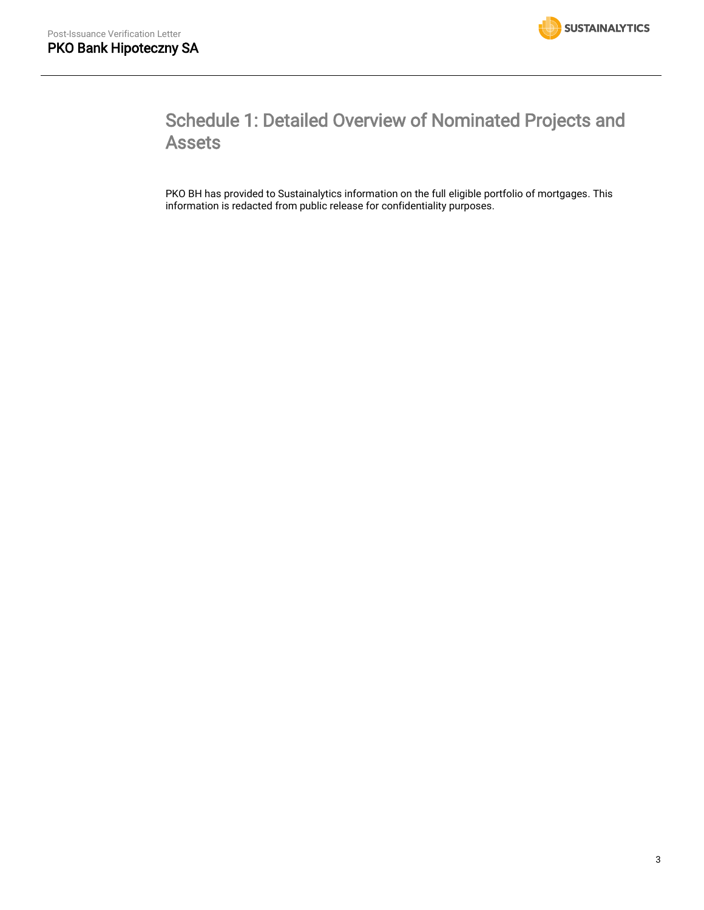# Schedule 1: Detailed Overview of Nominated Projects and Assets

PKO BH has provided to Sustainalytics information on the full eligible portfolio of mortgages. This information is redacted from public release for confidentiality purposes.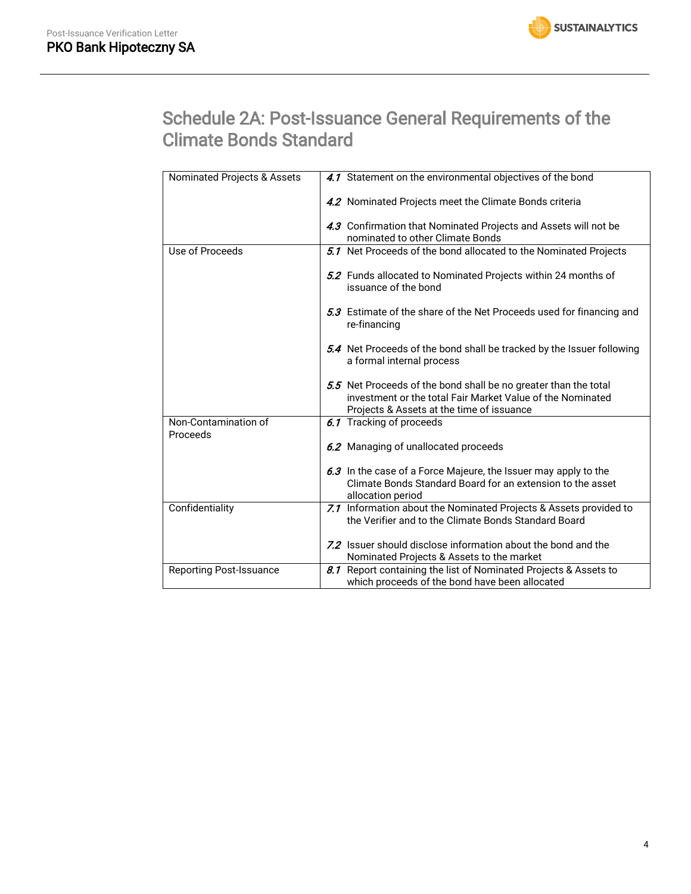## Schedule 2A: Post-Issuance General Requirements of the Climate Bonds Standard

| | |
|---|---|
| Nominated Projects & Assets | *4.1* Statement on the environmental objectives of the bond<br><br>*4.2* Nominated Projects meet the Climate Bonds criteria<br><br>*4.3* Confirmation that Nominated Projects and Assets will not be nominated to other Climate Bonds |
| Use of Proceeds | *5.1* Net Proceeds of the bond allocated to the Nominated Projects<br><br>*5.2* Funds allocated to Nominated Projects within 24 months of issuance of the bond<br><br>*5.3* Estimate of the share of the Net Proceeds used for financing and re-financing<br><br>*5.4* Net Proceeds of the bond shall be tracked by the Issuer following a formal internal process<br><br>*5.5* Net Proceeds of the bond shall be no greater than the total investment or the total Fair Market Value of the Nominated Projects & Assets at the time of issuance |
| Non-Contamination of Proceeds | *6.1* Tracking of proceeds<br><br>*6.2* Managing of unallocated proceeds<br><br>*6.3* In the case of a Force Majeure, the Issuer may apply to the Climate Bonds Standard Board for an extension to the asset allocation period |
| Confidentiality | *7.1* Information about the Nominated Projects & Assets provided to the Verifier and to the Climate Bonds Standard Board<br><br>*7.2* Issuer should disclose information about the bond and the Nominated Projects & Assets to the market |
| Reporting Post-Issuance | *8.1* Report containing the list of Nominated Projects & Assets to which proceeds of the bond have been allocated |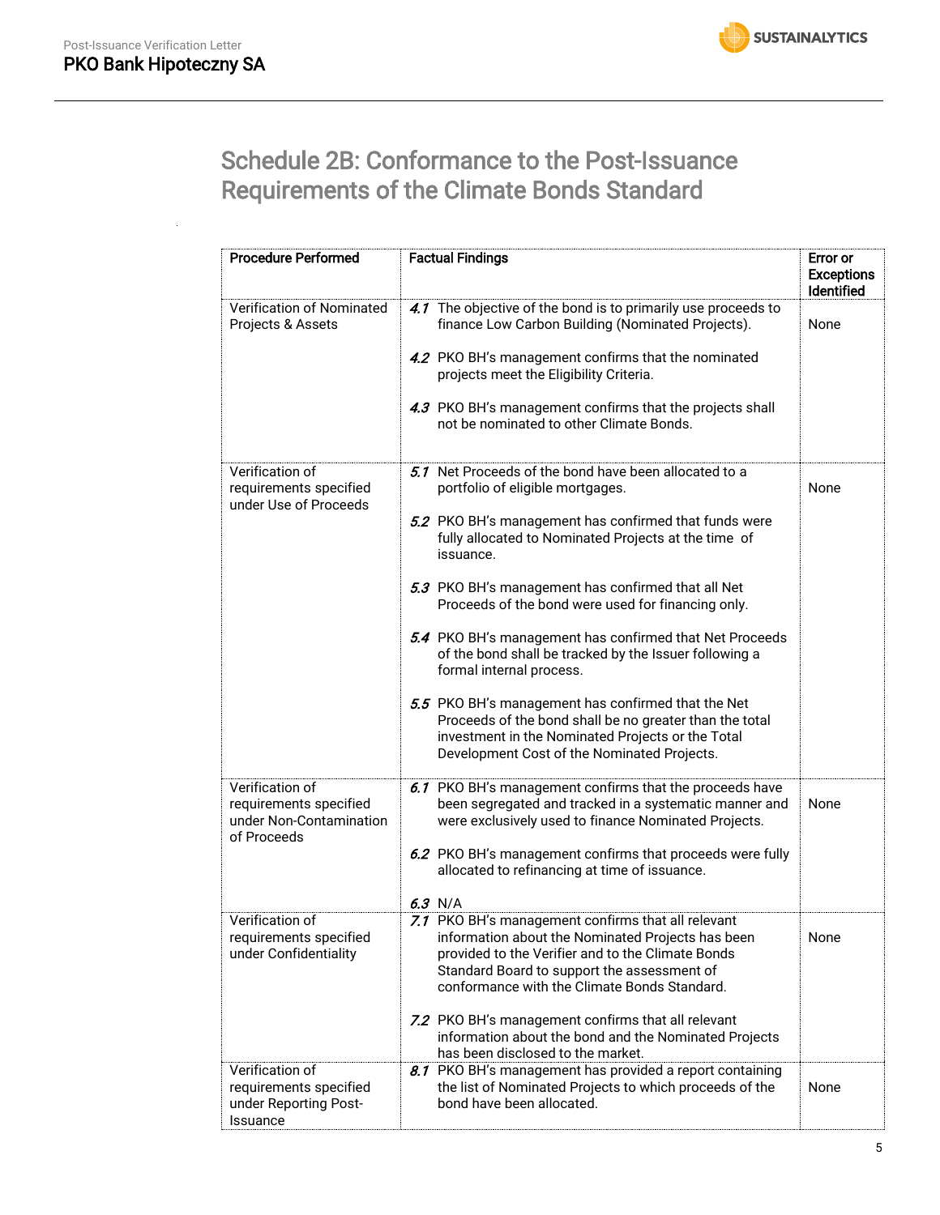## Schedule 2B: Conformance to the Post-Issuance Requirements of the Climate Bonds Standard

| Procedure Performed | Factual Findings | Error or Exceptions Identified |
|---|---|---|
| Verification of Nominated Projects & Assets | *4.1* The objective of the bond is to primarily use proceeds to finance Low Carbon Building (Nominated Projects).<br><br>*4.2* PKO BH's management confirms that the nominated projects meet the Eligibility Criteria.<br><br>*4.3* PKO BH's management confirms that the projects shall not be nominated to other Climate Bonds. | None |
| Verification of requirements specified under Use of Proceeds | *5.1* Net Proceeds of the bond have been allocated to a portfolio of eligible mortgages.<br><br>*5.2* PKO BH's management has confirmed that funds were fully allocated to Nominated Projects at the time of issuance.<br><br>*5.3* PKO BH's management has confirmed that all Net Proceeds of the bond were used for financing only.<br><br>*5.4* PKO BH's management has confirmed that Net Proceeds of the bond shall be tracked by the Issuer following a formal internal process.<br><br>*5.5* PKO BH's management has confirmed that the Net Proceeds of the bond shall be no greater than the total investment in the Nominated Projects or the Total Development Cost of the Nominated Projects. | None |
| Verification of requirements specified under Non-Contamination of Proceeds | *6.1* PKO BH's management confirms that the proceeds have been segregated and tracked in a systematic manner and were exclusively used to finance Nominated Projects.<br><br>*6.2* PKO BH's management confirms that proceeds were fully allocated to refinancing at time of issuance.<br><br>*6.3* N/A | None |
| Verification of requirements specified under Confidentiality | *7.1* PKO BH's management confirms that all relevant information about the Nominated Projects has been provided to the Verifier and to the Climate Bonds Standard Board to support the assessment of conformance with the Climate Bonds Standard.<br><br>*7.2* PKO BH's management confirms that all relevant information about the bond and the Nominated Projects has been disclosed to the market. | None |
| Verification of requirements specified under Reporting Post-Issuance | *8.1* PKO BH's management has provided a report containing the list of Nominated Projects to which proceeds of the bond have been allocated. | None |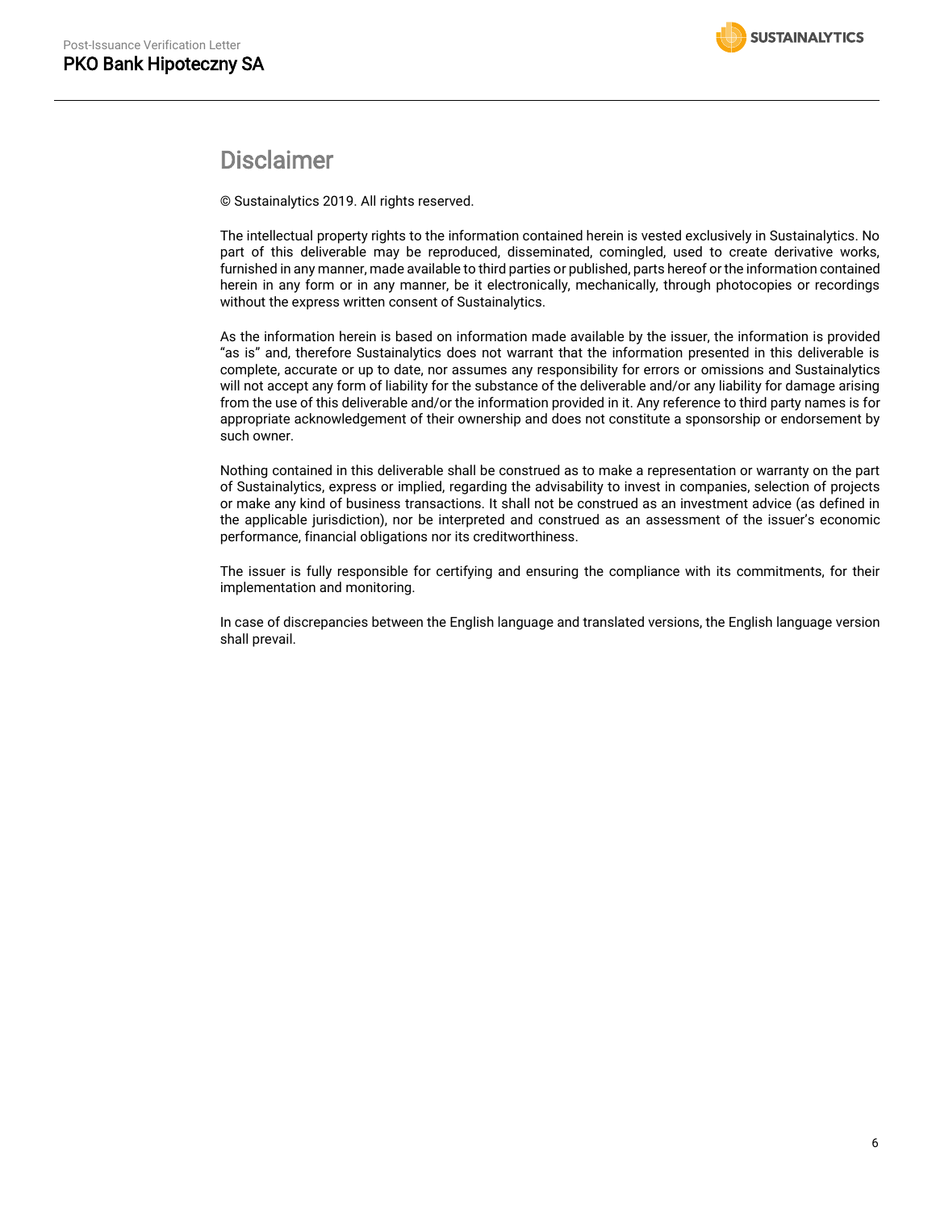# Disclaimer

© Sustainalytics 2019. All rights reserved.

The intellectual property rights to the information contained herein is vested exclusively in Sustainalytics. No part of this deliverable may be reproduced, disseminated, comingled, used to create derivative works, furnished in any manner, made available to third parties or published, parts hereof or the information contained herein in any form or in any manner, be it electronically, mechanically, through photocopies or recordings without the express written consent of Sustainalytics.

As the information herein is based on information made available by the issuer, the information is provided "as is" and, therefore Sustainalytics does not warrant that the information presented in this deliverable is complete, accurate or up to date, nor assumes any responsibility for errors or omissions and Sustainalytics will not accept any form of liability for the substance of the deliverable and/or any liability for damage arising from the use of this deliverable and/or the information provided in it. Any reference to third party names is for appropriate acknowledgement of their ownership and does not constitute a sponsorship or endorsement by such owner.

Nothing contained in this deliverable shall be construed as to make a representation or warranty on the part of Sustainalytics, express or implied, regarding the advisability to invest in companies, selection of projects or make any kind of business transactions. It shall not be construed as an investment advice (as defined in the applicable jurisdiction), nor be interpreted and construed as an assessment of the issuer's economic performance, financial obligations nor its creditworthiness.

The issuer is fully responsible for certifying and ensuring the compliance with its commitments, for their implementation and monitoring.

In case of discrepancies between the English language and translated versions, the English language version shall prevail.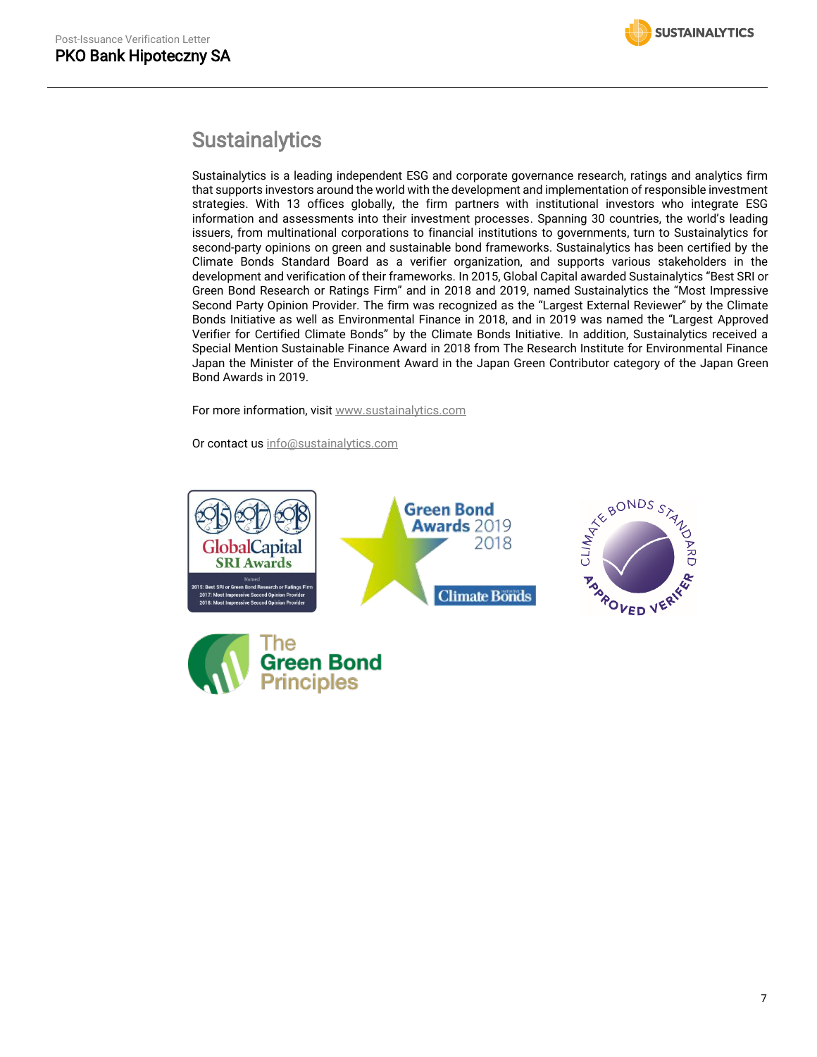## Sustainalytics

Sustainalytics is a leading independent ESG and corporate governance research, ratings and analytics firm that supports investors around the world with the development and implementation of responsible investment strategies. With 13 offices globally, the firm partners with institutional investors who integrate ESG information and assessments into their investment processes. Spanning 30 countries, the world's leading issuers, from multinational corporations to financial institutions to governments, turn to Sustainalytics for second-party opinions on green and sustainable bond frameworks. Sustainalytics has been certified by the Climate Bonds Standard Board as a verifier organization, and supports various stakeholders in the development and verification of their frameworks. In 2015, Global Capital awarded Sustainalytics "Best SRI or Green Bond Research or Ratings Firm" and in 2018 and 2019, named Sustainalytics the "Most Impressive Second Party Opinion Provider. The firm was recognized as the "Largest External Reviewer" by the Climate Bonds Initiative as well as Environmental Finance in 2018, and in 2019 was named the "Largest Approved Verifier for Certified Climate Bonds" by the Climate Bonds Initiative. In addition, Sustainalytics received a Special Mention Sustainable Finance Award in 2018 from The Research Institute for Environmental Finance Japan the Minister of the Environment Award in the Japan Green Contributor category of the Japan Green Bond Awards in 2019.

For more information, visit www.sustainalytics.com

Or contact us info@sustainalytics.com